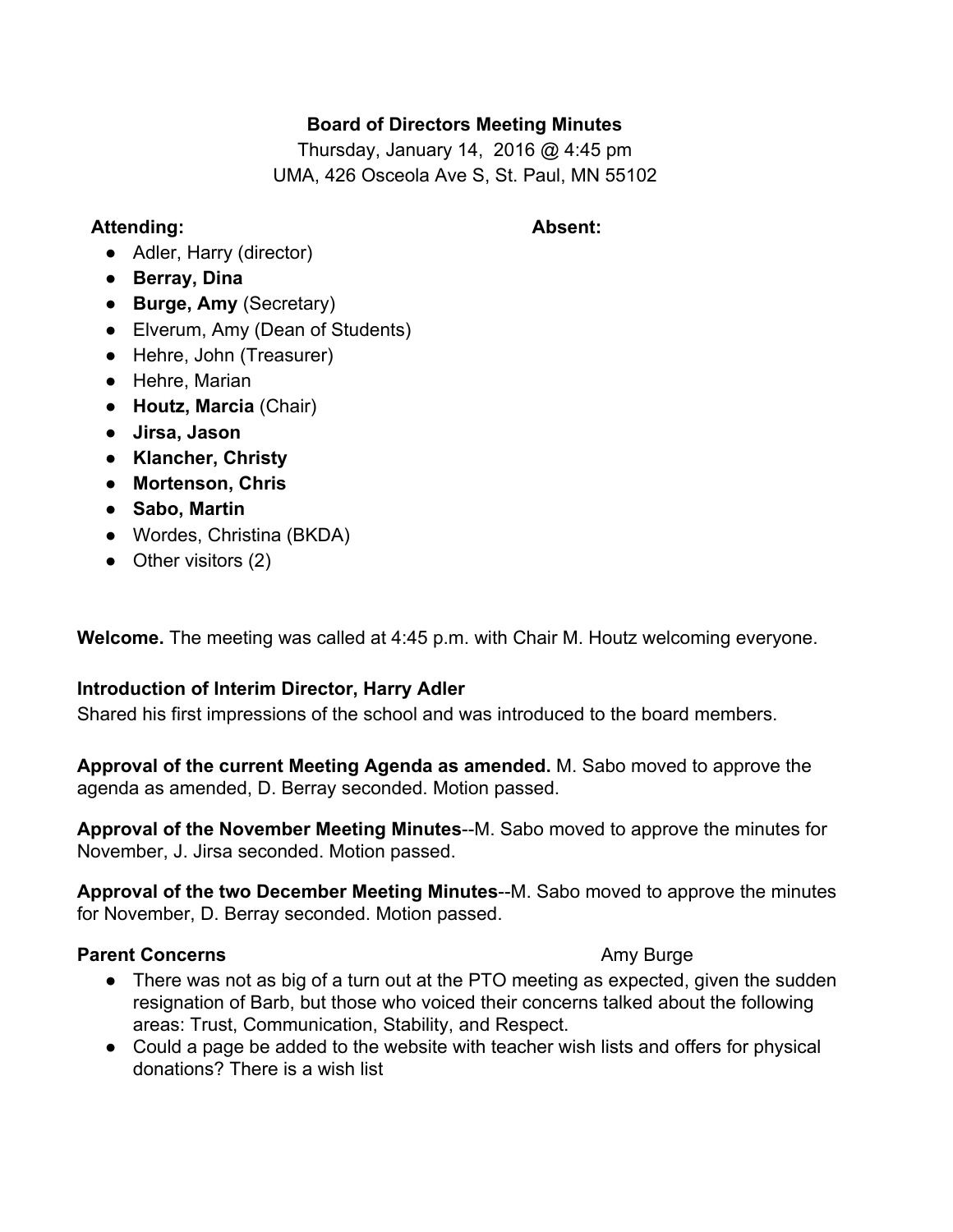**Board of Directors Meeting Minutes**

Thursday, January 14, 2016 @ 4:45 pm

UMA, 426 Osceola Ave S, St. Paul, MN 55102

**Attending:** **Absent:**

- Adler, Harry (director)
- **Berray, Dina**
- **Burge, Amy** (Secretary)
- Elverum, Amy (Dean of Students)
- Hehre, John (Treasurer)
- Hehre, Marian
- **Houtz, Marcia** (Chair)
- **Jirsa, Jason**
- **Klancher, Christy**
- **Mortenson, Chris**
- **Sabo, Martin**
- Wordes, Christina (BKDA)
- Other visitors (2)

**Welcome.** The meeting was called at 4:45 p.m. with Chair M. Houtz welcoming everyone.

**Introduction of Interim Director, Harry Adler**

Shared his first impressions of the school and was introduced to the board members.

**Approval of the current Meeting Agenda as amended.** M. Sabo moved to approve the agenda as amended, D. Berray seconded. Motion passed.

**Approval of the November Meeting Minutes**--M. Sabo moved to approve the minutes for November, J. Jirsa seconded. Motion passed.

**Approval of the two December Meeting Minutes**--M. Sabo moved to approve the minutes for November, D. Berray seconded. Motion passed.

**Parent Concerns** Amy Burge

- There was not as big of a turn out at the PTO meeting as expected, given the sudden resignation of Barb, but those who voiced their concerns talked about the following areas: Trust, Communication, Stability, and Respect.
- Could a page be added to the website with teacher wish lists and offers for physical donations? There is a wish list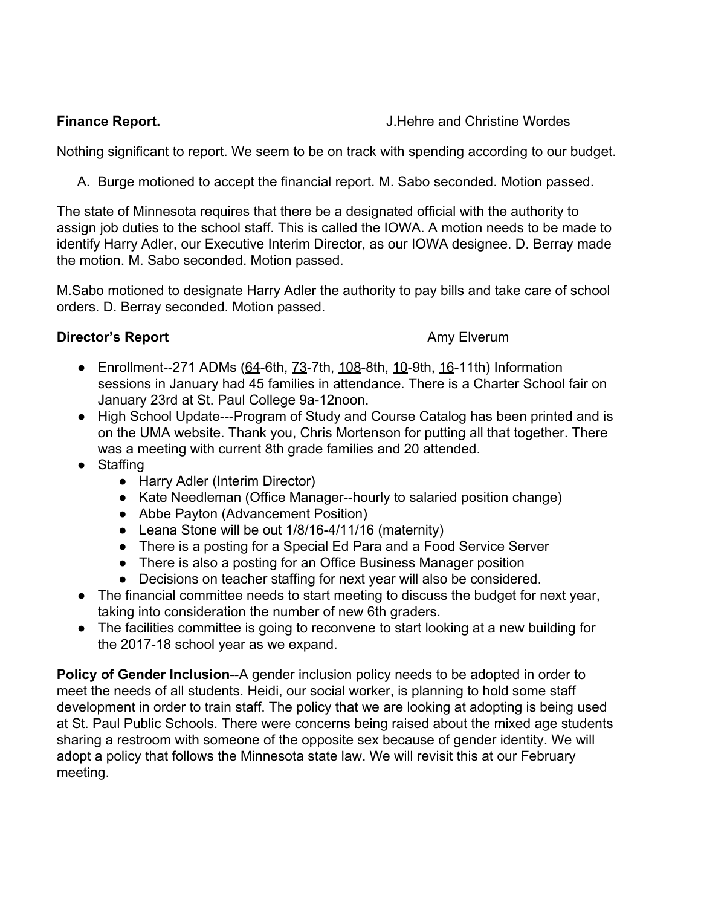**Finance Report.** J.Hehre and Christine Wordes

Nothing significant to report. We seem to be on track with spending according to our budget.

A. Burge motioned to accept the financial report. M. Sabo seconded. Motion passed.

The state of Minnesota requires that there be a designated official with the authority to assign job duties to the school staff. This is called the IOWA. A motion needs to be made to identify Harry Adler, our Executive Interim Director, as our IOWA designee. D. Berray made the motion. M. Sabo seconded. Motion passed.

M.Sabo motioned to designate Harry Adler the authority to pay bills and take care of school orders. D. Berray seconded. Motion passed.

**Director's Report** Amy Elverum

- Enrollment--271 ADMs (64-6th, 73-7th, 108-8th, 10-9th, 16-11th) Information sessions in January had 45 families in attendance. There is a Charter School fair on January 23rd at St. Paul College 9a-12noon.
- High School Update---Program of Study and Course Catalog has been printed and is on the UMA website. Thank you, Chris Mortenson for putting all that together. There was a meeting with current 8th grade families and 20 attended.
- Staffing
  - Harry Adler (Interim Director)
  - Kate Needleman (Office Manager--hourly to salaried position change)
  - Abbe Payton (Advancement Position)
  - Leana Stone will be out 1/8/16-4/11/16 (maternity)
  - There is a posting for a Special Ed Para and a Food Service Server
  - There is also a posting for an Office Business Manager position
  - Decisions on teacher staffing for next year will also be considered.
- The financial committee needs to start meeting to discuss the budget for next year, taking into consideration the number of new 6th graders.
- The facilities committee is going to reconvene to start looking at a new building for the 2017-18 school year as we expand.

**Policy of Gender Inclusion**--A gender inclusion policy needs to be adopted in order to meet the needs of all students. Heidi, our social worker, is planning to hold some staff development in order to train staff. The policy that we are looking at adopting is being used at St. Paul Public Schools. There were concerns being raised about the mixed age students sharing a restroom with someone of the opposite sex because of gender identity. We will adopt a policy that follows the Minnesota state law. We will revisit this at our February meeting.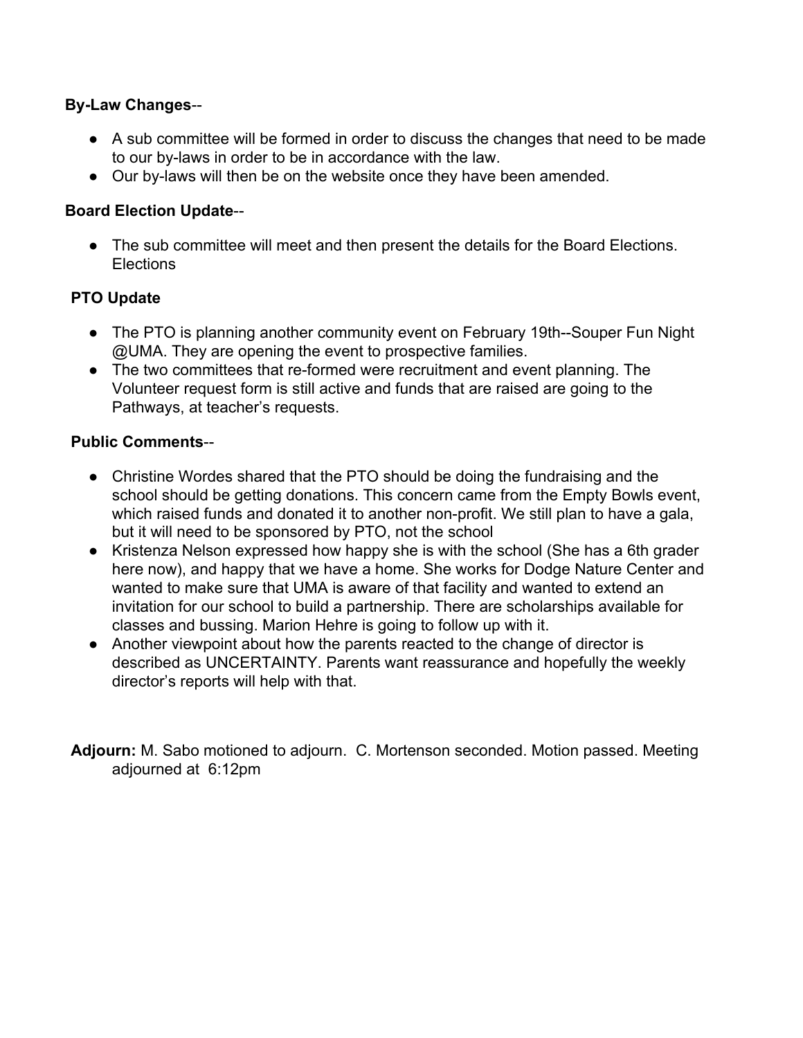**By-Law Changes**--

- A sub committee will be formed in order to discuss the changes that need to be made to our by-laws in order to be in accordance with the law.
- Our by-laws will then be on the website once they have been amended.

**Board Election Update**--

- The sub committee will meet and then present the details for the Board Elections. Elections

**PTO Update**

- The PTO is planning another community event on February 19th--Souper Fun Night @UMA. They are opening the event to prospective families.
- The two committees that re-formed were recruitment and event planning. The Volunteer request form is still active and funds that are raised are going to the Pathways, at teacher's requests.

**Public Comments**--

- Christine Wordes shared that the PTO should be doing the fundraising and the school should be getting donations. This concern came from the Empty Bowls event, which raised funds and donated it to another non-profit. We still plan to have a gala, but it will need to be sponsored by PTO, not the school
- Kristenza Nelson expressed how happy she is with the school (She has a 6th grader here now), and happy that we have a home. She works for Dodge Nature Center and wanted to make sure that UMA is aware of that facility and wanted to extend an invitation for our school to build a partnership. There are scholarships available for classes and bussing. Marion Hehre is going to follow up with it.
- Another viewpoint about how the parents reacted to the change of director is described as UNCERTAINTY. Parents want reassurance and hopefully the weekly director's reports will help with that.

**Adjourn:** M. Sabo motioned to adjourn. C. Mortenson seconded. Motion passed. Meeting adjourned at 6:12pm